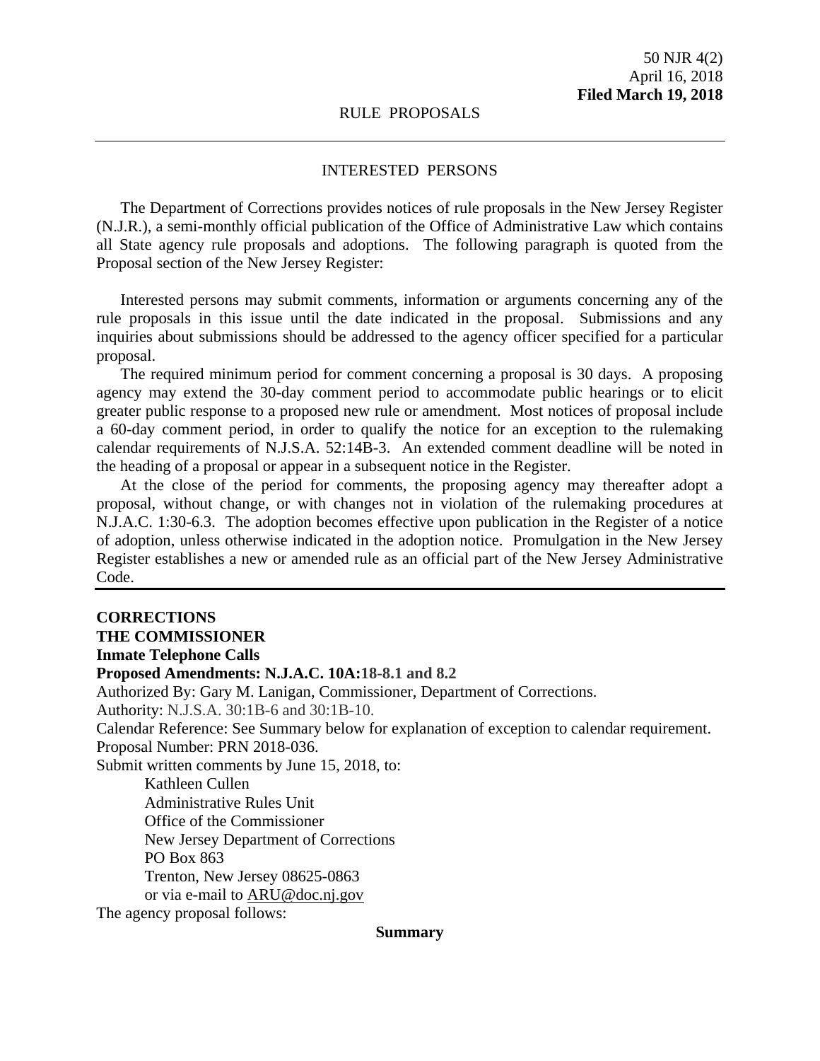50 NJR 4(2)
April 16, 2018
**Filed March 19, 2018**

RULE PROPOSALS

---

## INTERESTED PERSONS

The Department of Corrections provides notices of rule proposals in the New Jersey Register (N.J.R.), a semi-monthly official publication of the Office of Administrative Law which contains all State agency rule proposals and adoptions. The following paragraph is quoted from the Proposal section of the New Jersey Register:

Interested persons may submit comments, information or arguments concerning any of the rule proposals in this issue until the date indicated in the proposal. Submissions and any inquiries about submissions should be addressed to the agency officer specified for a particular proposal.

The required minimum period for comment concerning a proposal is 30 days. A proposing agency may extend the 30-day comment period to accommodate public hearings or to elicit greater public response to a proposed new rule or amendment. Most notices of proposal include a 60-day comment period, in order to qualify the notice for an exception to the rulemaking calendar requirements of N.J.S.A. 52:14B-3. An extended comment deadline will be noted in the heading of a proposal or appear in a subsequent notice in the Register.

At the close of the period for comments, the proposing agency may thereafter adopt a proposal, without change, or with changes not in violation of the rulemaking procedures at N.J.A.C. 1:30-6.3. The adoption becomes effective upon publication in the Register of a notice of adoption, unless otherwise indicated in the adoption notice. Promulgation in the New Jersey Register establishes a new or amended rule as an official part of the New Jersey Administrative Code.

---

**CORRECTIONS**
**THE COMMISSIONER**
**Inmate Telephone Calls**
**Proposed Amendments: N.J.A.C. 10A:18-8.1 and 8.2**

Authorized By: Gary M. Lanigan, Commissioner, Department of Corrections.
Authority: N.J.S.A. 30:1B-6 and 30:1B-10.
Calendar Reference: See Summary below for explanation of exception to calendar requirement.
Proposal Number: PRN 2018-036.
Submit written comments by June 15, 2018, to:

Kathleen Cullen
Administrative Rules Unit
Office of the Commissioner
New Jersey Department of Corrections
PO Box 863
Trenton, New Jersey 08625-0863
or via e-mail to ARU@doc.nj.gov

The agency proposal follows:

**Summary**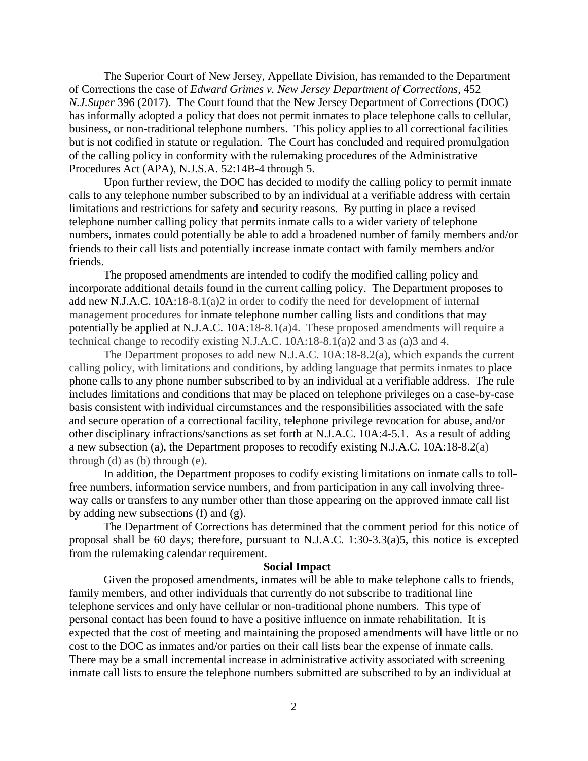The Superior Court of New Jersey, Appellate Division, has remanded to the Department of Corrections the case of *Edward Grimes v. New Jersey Department of Corrections*, 452 *N.J.Super* 396 (2017). The Court found that the New Jersey Department of Corrections (DOC) has informally adopted a policy that does not permit inmates to place telephone calls to cellular, business, or non-traditional telephone numbers. This policy applies to all correctional facilities but is not codified in statute or regulation. The Court has concluded and required promulgation of the calling policy in conformity with the rulemaking procedures of the Administrative Procedures Act (APA), N.J.S.A. 52:14B-4 through 5.

Upon further review, the DOC has decided to modify the calling policy to permit inmate calls to any telephone number subscribed to by an individual at a verifiable address with certain limitations and restrictions for safety and security reasons. By putting in place a revised telephone number calling policy that permits inmate calls to a wider variety of telephone numbers, inmates could potentially be able to add a broadened number of family members and/or friends to their call lists and potentially increase inmate contact with family members and/or friends.

The proposed amendments are intended to codify the modified calling policy and incorporate additional details found in the current calling policy. The Department proposes to add new N.J.A.C. 10A:18-8.1(a)2 in order to codify the need for development of internal management procedures for inmate telephone number calling lists and conditions that may potentially be applied at N.J.A.C. 10A:18-8.1(a)4. These proposed amendments will require a technical change to recodify existing N.J.A.C. 10A:18-8.1(a)2 and 3 as (a)3 and 4.

The Department proposes to add new N.J.A.C. 10A:18-8.2(a), which expands the current calling policy, with limitations and conditions, by adding language that permits inmates to place phone calls to any phone number subscribed to by an individual at a verifiable address. The rule includes limitations and conditions that may be placed on telephone privileges on a case-by-case basis consistent with individual circumstances and the responsibilities associated with the safe and secure operation of a correctional facility, telephone privilege revocation for abuse, and/or other disciplinary infractions/sanctions as set forth at N.J.A.C. 10A:4-5.1. As a result of adding a new subsection (a), the Department proposes to recodify existing N.J.A.C. 10A:18-8.2(a) through (d) as (b) through (e).

In addition, the Department proposes to codify existing limitations on inmate calls to toll-free numbers, information service numbers, and from participation in any call involving three-way calls or transfers to any number other than those appearing on the approved inmate call list by adding new subsections (f) and (g).

The Department of Corrections has determined that the comment period for this notice of proposal shall be 60 days; therefore, pursuant to N.J.A.C. 1:30-3.3(a)5, this notice is excepted from the rulemaking calendar requirement.

**Social Impact**

Given the proposed amendments, inmates will be able to make telephone calls to friends, family members, and other individuals that currently do not subscribe to traditional line telephone services and only have cellular or non-traditional phone numbers. This type of personal contact has been found to have a positive influence on inmate rehabilitation. It is expected that the cost of meeting and maintaining the proposed amendments will have little or no cost to the DOC as inmates and/or parties on their call lists bear the expense of inmate calls. There may be a small incremental increase in administrative activity associated with screening inmate call lists to ensure the telephone numbers submitted are subscribed to by an individual at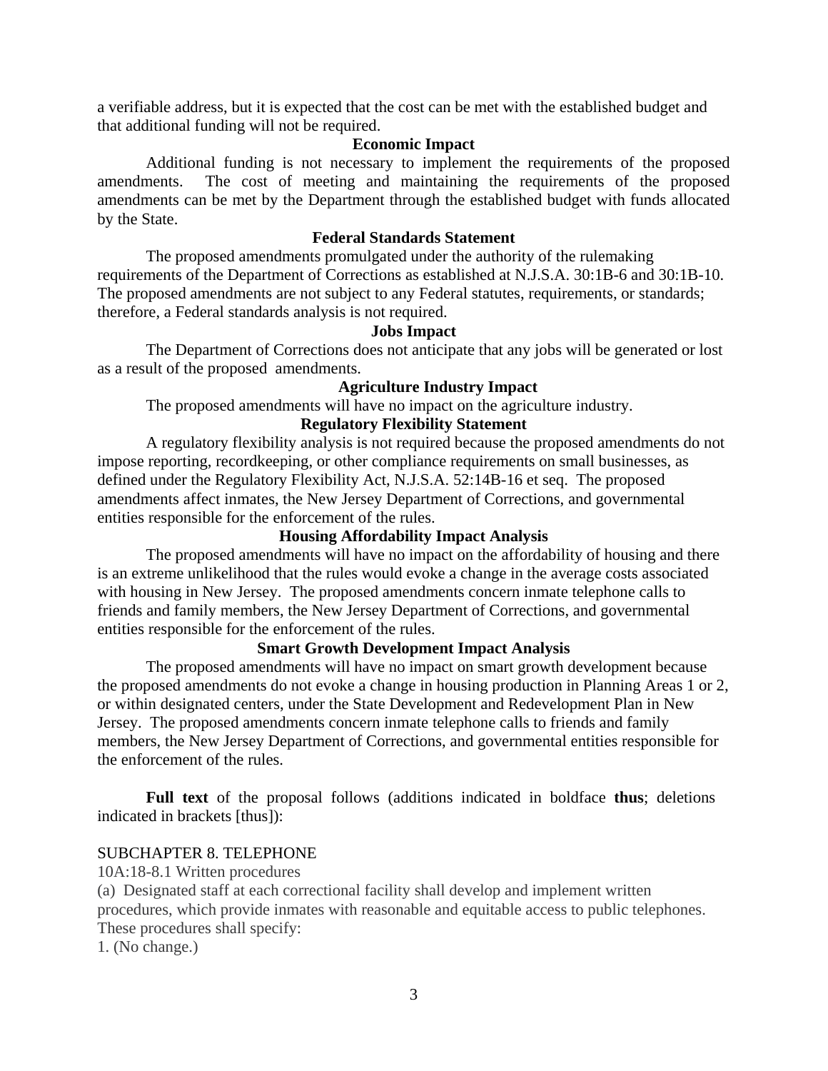a verifiable address, but it is expected that the cost can be met with the established budget and that additional funding will not be required.

**Economic Impact**

Additional funding is not necessary to implement the requirements of the proposed amendments. The cost of meeting and maintaining the requirements of the proposed amendments can be met by the Department through the established budget with funds allocated by the State.

**Federal Standards Statement**

The proposed amendments promulgated under the authority of the rulemaking requirements of the Department of Corrections as established at N.J.S.A. 30:1B-6 and 30:1B-10. The proposed amendments are not subject to any Federal statutes, requirements, or standards; therefore, a Federal standards analysis is not required.

**Jobs Impact**

The Department of Corrections does not anticipate that any jobs will be generated or lost as a result of the proposed amendments.

**Agriculture Industry Impact**

The proposed amendments will have no impact on the agriculture industry.

**Regulatory Flexibility Statement**

A regulatory flexibility analysis is not required because the proposed amendments do not impose reporting, recordkeeping, or other compliance requirements on small businesses, as defined under the Regulatory Flexibility Act, N.J.S.A. 52:14B-16 et seq. The proposed amendments affect inmates, the New Jersey Department of Corrections, and governmental entities responsible for the enforcement of the rules.

**Housing Affordability Impact Analysis**

The proposed amendments will have no impact on the affordability of housing and there is an extreme unlikelihood that the rules would evoke a change in the average costs associated with housing in New Jersey. The proposed amendments concern inmate telephone calls to friends and family members, the New Jersey Department of Corrections, and governmental entities responsible for the enforcement of the rules.

**Smart Growth Development Impact Analysis**

The proposed amendments will have no impact on smart growth development because the proposed amendments do not evoke a change in housing production in Planning Areas 1 or 2, or within designated centers, under the State Development and Redevelopment Plan in New Jersey. The proposed amendments concern inmate telephone calls to friends and family members, the New Jersey Department of Corrections, and governmental entities responsible for the enforcement of the rules.

**Full text** of the proposal follows (additions indicated in boldface **thus**; deletions indicated in brackets [thus]):

SUBCHAPTER 8. TELEPHONE

10A:18-8.1 Written procedures

(a) Designated staff at each correctional facility shall develop and implement written procedures, which provide inmates with reasonable and equitable access to public telephones. These procedures shall specify:

1. (No change.)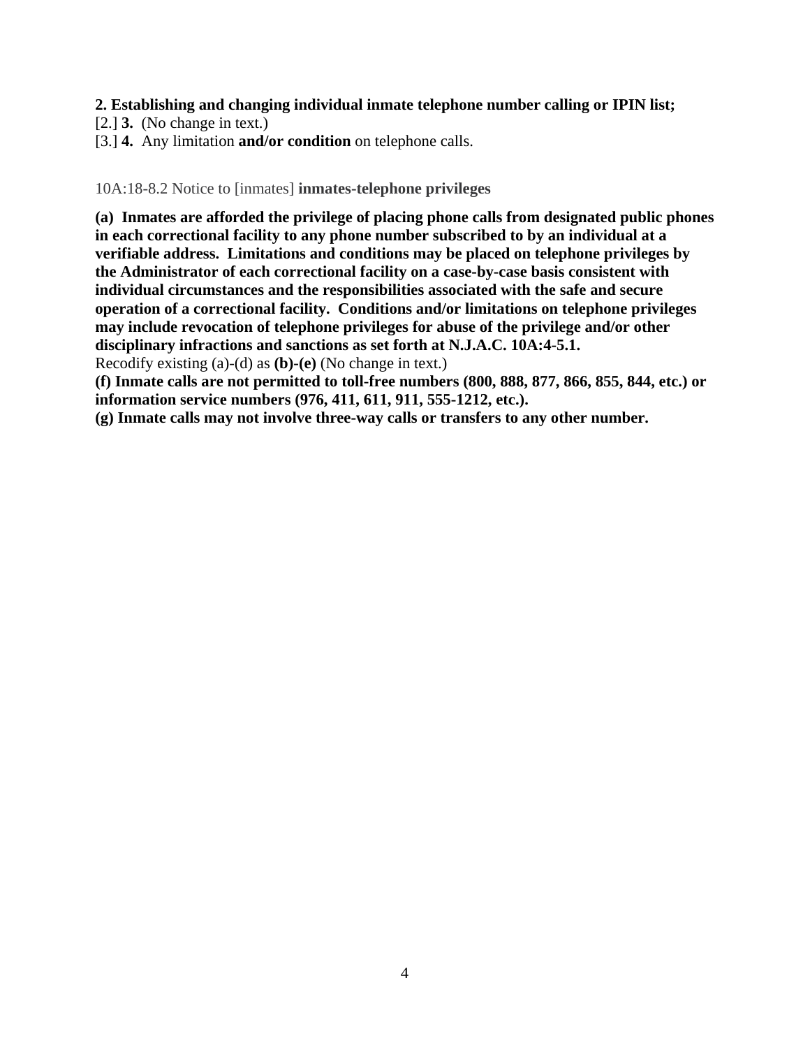**2. Establishing and changing individual inmate telephone number calling or IPIN list;**

[2.] **3.** (No change in text.)

[3.] **4.** Any limitation **and/or condition** on telephone calls.

10A:18-8.2 Notice to [inmates] **inmates-telephone privileges**

**(a) Inmates are afforded the privilege of placing phone calls from designated public phones in each correctional facility to any phone number subscribed to by an individual at a verifiable address. Limitations and conditions may be placed on telephone privileges by the Administrator of each correctional facility on a case-by-case basis consistent with individual circumstances and the responsibilities associated with the safe and secure operation of a correctional facility. Conditions and/or limitations on telephone privileges may include revocation of telephone privileges for abuse of the privilege and/or other disciplinary infractions and sanctions as set forth at N.J.A.C. 10A:4-5.1.**

Recodify existing (a)-(d) as **(b)-(e)** (No change in text.)

**(f) Inmate calls are not permitted to toll-free numbers (800, 888, 877, 866, 855, 844, etc.) or information service numbers (976, 411, 611, 911, 555-1212, etc.).**

**(g) Inmate calls may not involve three-way calls or transfers to any other number.**